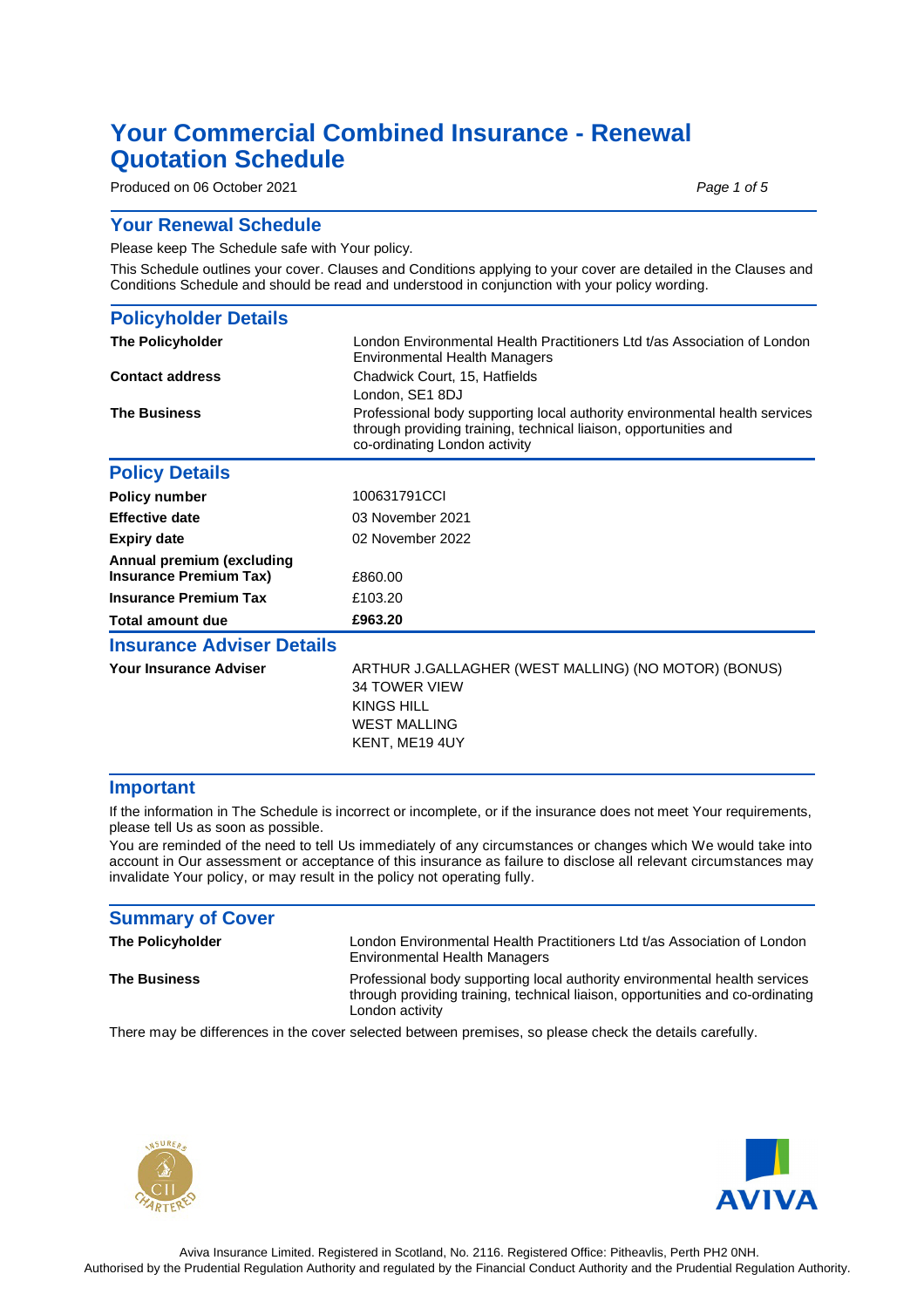# Your Commercial Combined Insurance - Renewal Quotation Schedule

Produced on 06 October 2021

## Your Renewal Schedule

Please keep The Schedule safe with Your policy.

This Schedule outlines your cover. Clauses and Conditions applying to your cover are detailed in the Clauses and Conditions Schedule and should be read and understood in conjunction with your policy wording.

## Policyholder Details

| | |
|---|---|
| **The Policyholder** | London Environmental Health Practitioners Ltd t/as Association of London Environmental Health Managers |
| **Contact address** | Chadwick Court, 15, Hatfields<br>London, SE1 8DJ |
| **The Business** | Professional body supporting local authority environmental health services through providing training, technical liaison, opportunities and co-ordinating London activity |

## Policy Details

| | |
|---|---|
| **Policy number** | 100631791CCI |
| **Effective date** | 03 November 2021 |
| **Expiry date** | 02 November 2022 |
| **Annual premium (excluding Insurance Premium Tax)** | £860.00 |
| **Insurance Premium Tax** | £103.20 |
| **Total amount due** | **£963.20** |

## Insurance Adviser Details

| | |
|---|---|
| **Your Insurance Adviser** | ARTHUR J.GALLAGHER (WEST MALLING) (NO MOTOR) (BONUS)<br>34 TOWER VIEW<br>KINGS HILL<br>WEST MALLING<br>KENT, ME19 4UY |

## Important

If the information in The Schedule is incorrect or incomplete, or if the insurance does not meet Your requirements, please tell Us as soon as possible.

You are reminded of the need to tell Us immediately of any circumstances or changes which We would take into account in Our assessment or acceptance of this insurance as failure to disclose all relevant circumstances may invalidate Your policy, or may result in the policy not operating fully.

## Summary of Cover

| | |
|---|---|
| **The Policyholder** | London Environmental Health Practitioners Ltd t/as Association of London Environmental Health Managers |
| **The Business** | Professional body supporting local authority environmental health services through providing training, technical liaison, opportunities and co-ordinating London activity |

There may be differences in the cover selected between premises, so please check the details carefully.

Aviva Insurance Limited. Registered in Scotland, No. 2116. Registered Office: Pitheavlis, Perth PH2 0NH.
Authorised by the Prudential Regulation Authority and regulated by the Financial Conduct Authority and the Prudential Regulation Authority.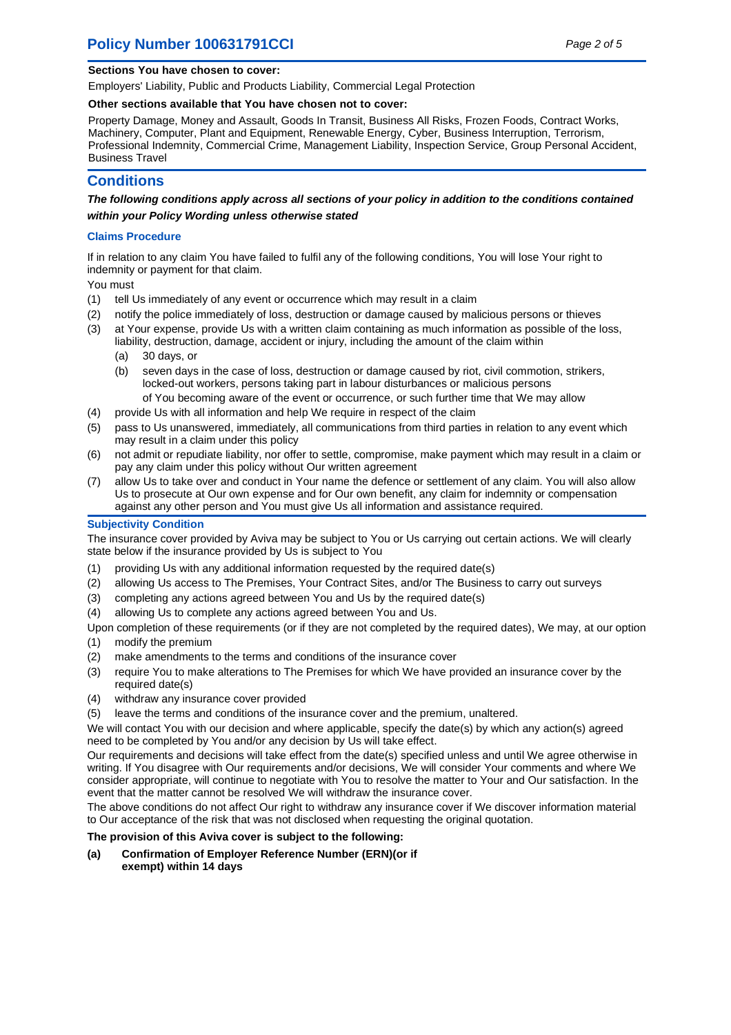**Sections You have chosen to cover:**

Employers' Liability, Public and Products Liability, Commercial Legal Protection

**Other sections available that You have chosen not to cover:**

Property Damage, Money and Assault, Goods In Transit, Business All Risks, Frozen Foods, Contract Works, Machinery, Computer, Plant and Equipment, Renewable Energy, Cyber, Business Interruption, Terrorism, Professional Indemnity, Commercial Crime, Management Liability, Inspection Service, Group Personal Accident, Business Travel

## Conditions

***The following conditions apply across all sections of your policy in addition to the conditions contained within your Policy Wording unless otherwise stated***

### Claims Procedure

If in relation to any claim You have failed to fulfil any of the following conditions, You will lose Your right to indemnity or payment for that claim.

You must

(1) tell Us immediately of any event or occurrence which may result in a claim

(2) notify the police immediately of loss, destruction or damage caused by malicious persons or thieves

(3) at Your expense, provide Us with a written claim containing as much information as possible of the loss, liability, destruction, damage, accident or injury, including the amount of the claim within

  (a) 30 days, or

  (b) seven days in the case of loss, destruction or damage caused by riot, civil commotion, strikers, locked-out workers, persons taking part in labour disturbances or malicious persons

  of You becoming aware of the event or occurrence, or such further time that We may allow

(4) provide Us with all information and help We require in respect of the claim

(5) pass to Us unanswered, immediately, all communications from third parties in relation to any event which may result in a claim under this policy

(6) not admit or repudiate liability, nor offer to settle, compromise, make payment which may result in a claim or pay any claim under this policy without Our written agreement

(7) allow Us to take over and conduct in Your name the defence or settlement of any claim. You will also allow Us to prosecute at Our own expense and for Our own benefit, any claim for indemnity or compensation against any other person and You must give Us all information and assistance required.

### Subjectivity Condition

The insurance cover provided by Aviva may be subject to You or Us carrying out certain actions. We will clearly state below if the insurance provided by Us is subject to You

(1) providing Us with any additional information requested by the required date(s)

(2) allowing Us access to The Premises, Your Contract Sites, and/or The Business to carry out surveys

(3) completing any actions agreed between You and Us by the required date(s)

(4) allowing Us to complete any actions agreed between You and Us.

Upon completion of these requirements (or if they are not completed by the required dates), We may, at our option

(1) modify the premium

(2) make amendments to the terms and conditions of the insurance cover

(3) require You to make alterations to The Premises for which We have provided an insurance cover by the required date(s)

(4) withdraw any insurance cover provided

(5) leave the terms and conditions of the insurance cover and the premium, unaltered.

We will contact You with our decision and where applicable, specify the date(s) by which any action(s) agreed need to be completed by You and/or any decision by Us will take effect.

Our requirements and decisions will take effect from the date(s) specified unless and until We agree otherwise in writing. If You disagree with Our requirements and/or decisions, We will consider Your comments and where We consider appropriate, will continue to negotiate with You to resolve the matter to Your and Our satisfaction. In the event that the matter cannot be resolved We will withdraw the insurance cover.

The above conditions do not affect Our right to withdraw any insurance cover if We discover information material to Our acceptance of the risk that was not disclosed when requesting the original quotation.

**The provision of this Aviva cover is subject to the following:**

**(a) Confirmation of Employer Reference Number (ERN)(or if exempt) within 14 days**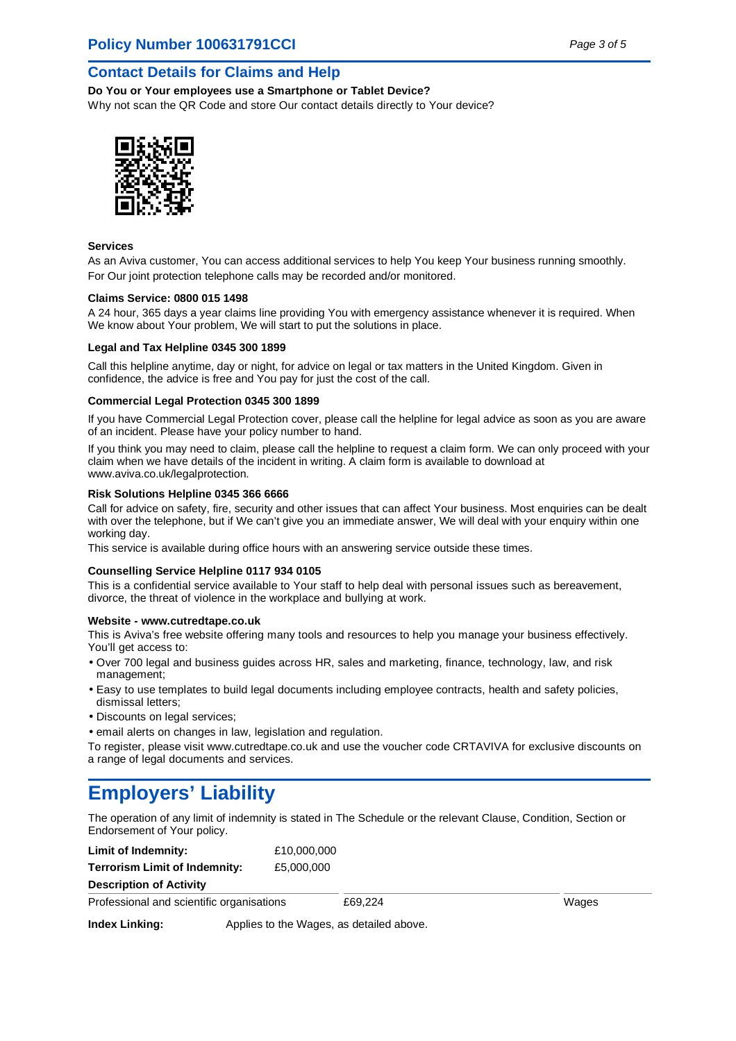## Contact Details for Claims and Help

**Do You or Your employees use a Smartphone or Tablet Device?**

Why not scan the QR Code and store Our contact details directly to Your device?

**Services**

As an Aviva customer, You can access additional services to help You keep Your business running smoothly.

For Our joint protection telephone calls may be recorded and/or monitored.

**Claims Service: 0800 015 1498**

A 24 hour, 365 days a year claims line providing You with emergency assistance whenever it is required. When We know about Your problem, We will start to put the solutions in place.

**Legal and Tax Helpline 0345 300 1899**

Call this helpline anytime, day or night, for advice on legal or tax matters in the United Kingdom. Given in confidence, the advice is free and You pay for just the cost of the call.

**Commercial Legal Protection 0345 300 1899**

If you have Commercial Legal Protection cover, please call the helpline for legal advice as soon as you are aware of an incident. Please have your policy number to hand.

If you think you may need to claim, please call the helpline to request a claim form. We can only proceed with your claim when we have details of the incident in writing. A claim form is available to download at www.aviva.co.uk/legalprotection.

**Risk Solutions Helpline 0345 366 6666**

Call for advice on safety, fire, security and other issues that can affect Your business. Most enquiries can be dealt with over the telephone, but if We can't give you an immediate answer, We will deal with your enquiry within one working day.

This service is available during office hours with an answering service outside these times.

**Counselling Service Helpline 0117 934 0105**

This is a confidential service available to Your staff to help deal with personal issues such as bereavement, divorce, the threat of violence in the workplace and bullying at work.

**Website - www.cutredtape.co.uk**

This is Aviva's free website offering many tools and resources to help you manage your business effectively. You'll get access to:

- Over 700 legal and business guides across HR, sales and marketing, finance, technology, law, and risk management;
- Easy to use templates to build legal documents including employee contracts, health and safety policies, dismissal letters;
- Discounts on legal services;
- email alerts on changes in law, legislation and regulation.

To register, please visit www.cutredtape.co.uk and use the voucher code CRTAVIVA for exclusive discounts on a range of legal documents and services.

# Employers' Liability

The operation of any limit of indemnity is stated in The Schedule or the relevant Clause, Condition, Section or Endorsement of Your policy.

**Limit of Indemnity:** £10,000,000

**Terrorism Limit of Indemnity:** £5,000,000

| **Description of Activity** | | |
|---|---|---|
| Professional and scientific organisations | £69,224 | Wages |

**Index Linking:** Applies to the Wages, as detailed above.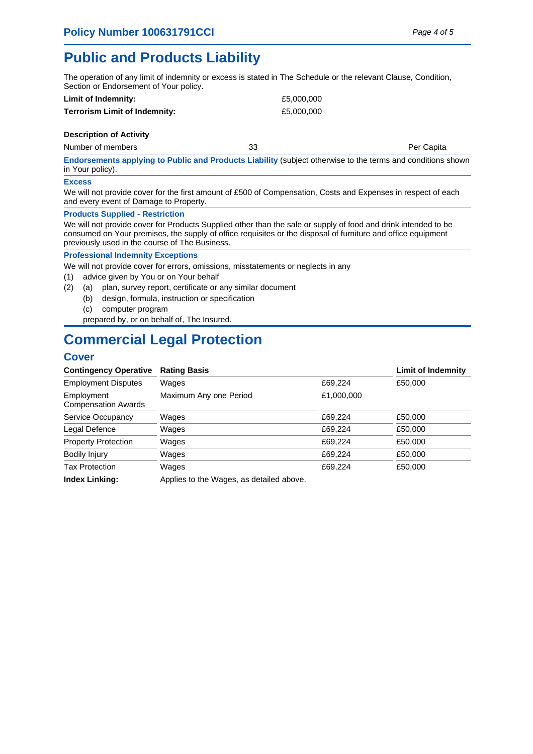# Public and Products Liability

The operation of any limit of indemnity or excess is stated in The Schedule or the relevant Clause, Condition, Section or Endorsement of Your policy.

| | |
|---|---|
| **Limit of Indemnity:** | £5,000,000 |
| **Terrorism Limit of Indemnity:** | £5,000,000 |

**Description of Activity**

| | | |
|---|---|---|
| Number of members | 33 | Per Capita |

**Endorsements applying to Public and Products Liability** (subject otherwise to the terms and conditions shown in Your policy).

**Excess**

We will not provide cover for the first amount of £500 of Compensation, Costs and Expenses in respect of each and every event of Damage to Property.

**Products Supplied - Restriction**

We will not provide cover for Products Supplied other than the sale or supply of food and drink intended to be consumed on Your premises, the supply of office requisites or the disposal of furniture and office equipment previously used in the course of The Business.

**Professional Indemnity Exceptions**

We will not provide cover for errors, omissions, misstatements or neglects in any

(1) advice given by You or on Your behalf

(2) (a) plan, survey report, certificate or any similar document

(b) design, formula, instruction or specification

(c) computer program

prepared by, or on behalf of, The Insured.

# Commercial Legal Protection

## Cover

| Contingency Operative | Rating Basis | | Limit of Indemnity |
|---|---|---|---|
| Employment Disputes | Wages | £69,224 | £50,000 |
| Employment Compensation Awards | Maximum Any one Period | £1,000,000 | |
| Service Occupancy | Wages | £69,224 | £50,000 |
| Legal Defence | Wages | £69,224 | £50,000 |
| Property Protection | Wages | £69,224 | £50,000 |
| Bodily Injury | Wages | £69,224 | £50,000 |
| Tax Protection | Wages | £69,224 | £50,000 |
| **Index Linking:** | Applies to the Wages, as detailed above. | | |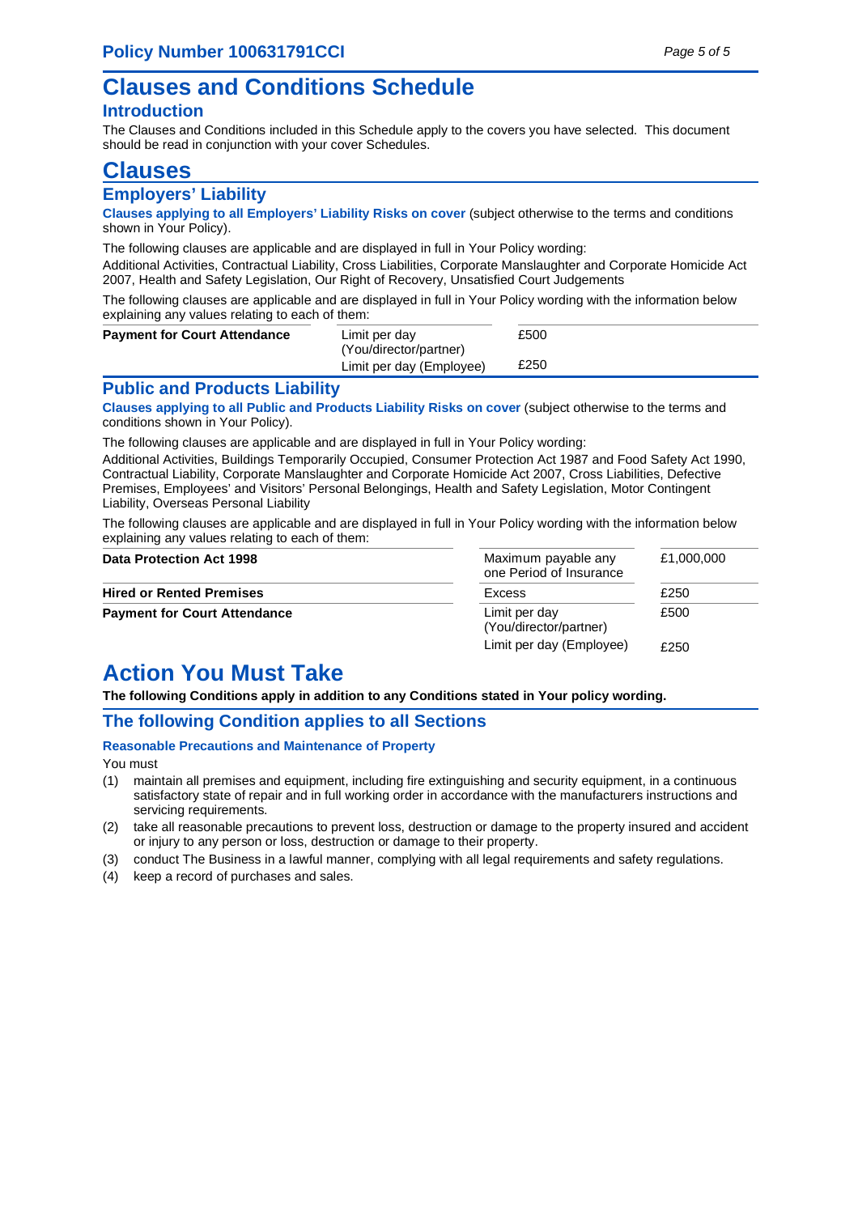# Clauses and Conditions Schedule

## Introduction

The Clauses and Conditions included in this Schedule apply to the covers you have selected. This document should be read in conjunction with your cover Schedules.

# Clauses

## Employers' Liability

**Clauses applying to all Employers' Liability Risks on cover** (subject otherwise to the terms and conditions shown in Your Policy).

The following clauses are applicable and are displayed in full in Your Policy wording:

Additional Activities, Contractual Liability, Cross Liabilities, Corporate Manslaughter and Corporate Homicide Act 2007, Health and Safety Legislation, Our Right of Recovery, Unsatisfied Court Judgements

The following clauses are applicable and are displayed in full in Your Policy wording with the information below explaining any values relating to each of them:

| | | |
|---|---|---|
| **Payment for Court Attendance** | Limit per day (You/director/partner) | £500 |
| | Limit per day (Employee) | £250 |

## Public and Products Liability

**Clauses applying to all Public and Products Liability Risks on cover** (subject otherwise to the terms and conditions shown in Your Policy).

The following clauses are applicable and are displayed in full in Your Policy wording:

Additional Activities, Buildings Temporarily Occupied, Consumer Protection Act 1987 and Food Safety Act 1990, Contractual Liability, Corporate Manslaughter and Corporate Homicide Act 2007, Cross Liabilities, Defective Premises, Employees' and Visitors' Personal Belongings, Health and Safety Legislation, Motor Contingent Liability, Overseas Personal Liability

The following clauses are applicable and are displayed in full in Your Policy wording with the information below explaining any values relating to each of them:

| | | |
|---|---|---|
| **Data Protection Act 1998** | Maximum payable any one Period of Insurance | £1,000,000 |
| **Hired or Rented Premises** | Excess | £250 |
| **Payment for Court Attendance** | Limit per day (You/director/partner) | £500 |
| | Limit per day (Employee) | £250 |

# Action You Must Take

**The following Conditions apply in addition to any Conditions stated in Your policy wording.**

## The following Condition applies to all Sections

### Reasonable Precautions and Maintenance of Property

You must

(1) maintain all premises and equipment, including fire extinguishing and security equipment, in a continuous satisfactory state of repair and in full working order in accordance with the manufacturers instructions and servicing requirements.

(2) take all reasonable precautions to prevent loss, destruction or damage to the property insured and accident or injury to any person or loss, destruction or damage to their property.

(3) conduct The Business in a lawful manner, complying with all legal requirements and safety regulations.

(4) keep a record of purchases and sales.